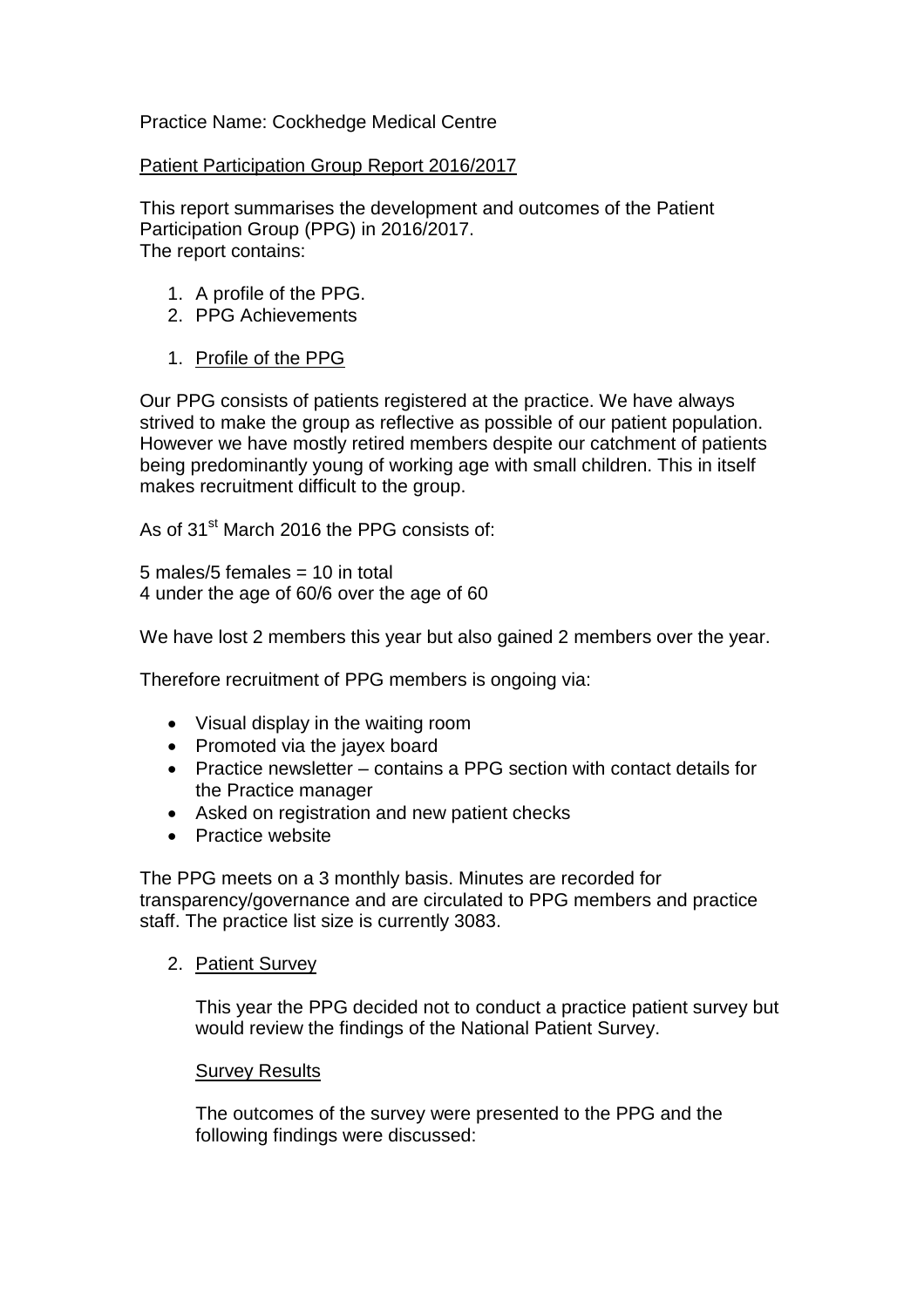Practice Name: Cockhedge Medical Centre

Patient Participation Group Report 2016/2017

This report summarises the development and outcomes of the Patient Participation Group (PPG) in 2016/2017.
The report contains:

1. A profile of the PPG.
2. PPG Achievements

1. Profile of the PPG

Our PPG consists of patients registered at the practice. We have always strived to make the group as reflective as possible of our patient population. However we have mostly retired members despite our catchment of patients being predominantly young of working age with small children. This in itself makes recruitment difficult to the group.

As of 31st March 2016 the PPG consists of:

5 males/5 females = 10 in total
4 under the age of 60/6 over the age of 60

We have lost 2 members this year but also gained 2 members over the year.

Therefore recruitment of PPG members is ongoing via:

- Visual display in the waiting room
- Promoted via the jayex board
- Practice newsletter – contains a PPG section with contact details for the Practice manager
- Asked on registration and new patient checks
- Practice website

The PPG meets on a 3 monthly basis. Minutes are recorded for transparency/governance and are circulated to PPG members and practice staff. The practice list size is currently 3083.

2. Patient Survey

This year the PPG decided not to conduct a practice patient survey but would review the findings of the National Patient Survey.

Survey Results

The outcomes of the survey were presented to the PPG and the following findings were discussed: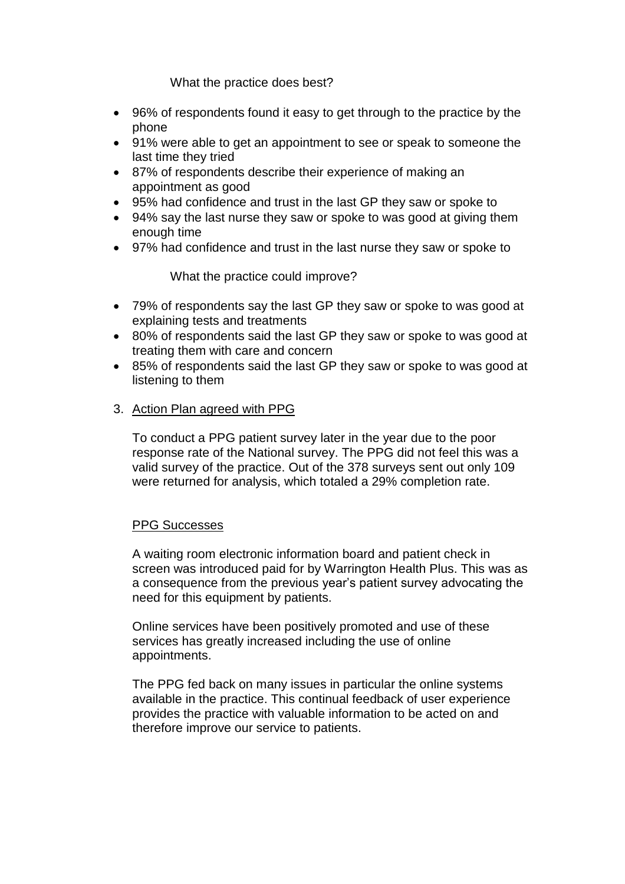What the practice does best?

- 96% of respondents found it easy to get through to the practice by the phone
- 91% were able to get an appointment to see or speak to someone the last time they tried
- 87% of respondents describe their experience of making an appointment as good
- 95% had confidence and trust in the last GP they saw or spoke to
- 94% say the last nurse they saw or spoke to was good at giving them enough time
- 97% had confidence and trust in the last nurse they saw or spoke to

What the practice could improve?

- 79% of respondents say the last GP they saw or spoke to was good at explaining tests and treatments
- 80% of respondents said the last GP they saw or spoke to was good at treating them with care and concern
- 85% of respondents said the last GP they saw or spoke to was good at listening to them

3. Action Plan agreed with PPG

To conduct a PPG patient survey later in the year due to the poor response rate of the National survey. The PPG did not feel this was a valid survey of the practice. Out of the 378 surveys sent out only 109 were returned for analysis, which totaled a 29% completion rate.

PPG Successes

A waiting room electronic information board and patient check in screen was introduced paid for by Warrington Health Plus. This was as a consequence from the previous year's patient survey advocating the need for this equipment by patients.

Online services have been positively promoted and use of these services has greatly increased including the use of online appointments.

The PPG fed back on many issues in particular the online systems available in the practice. This continual feedback of user experience provides the practice with valuable information to be acted on and therefore improve our service to patients.